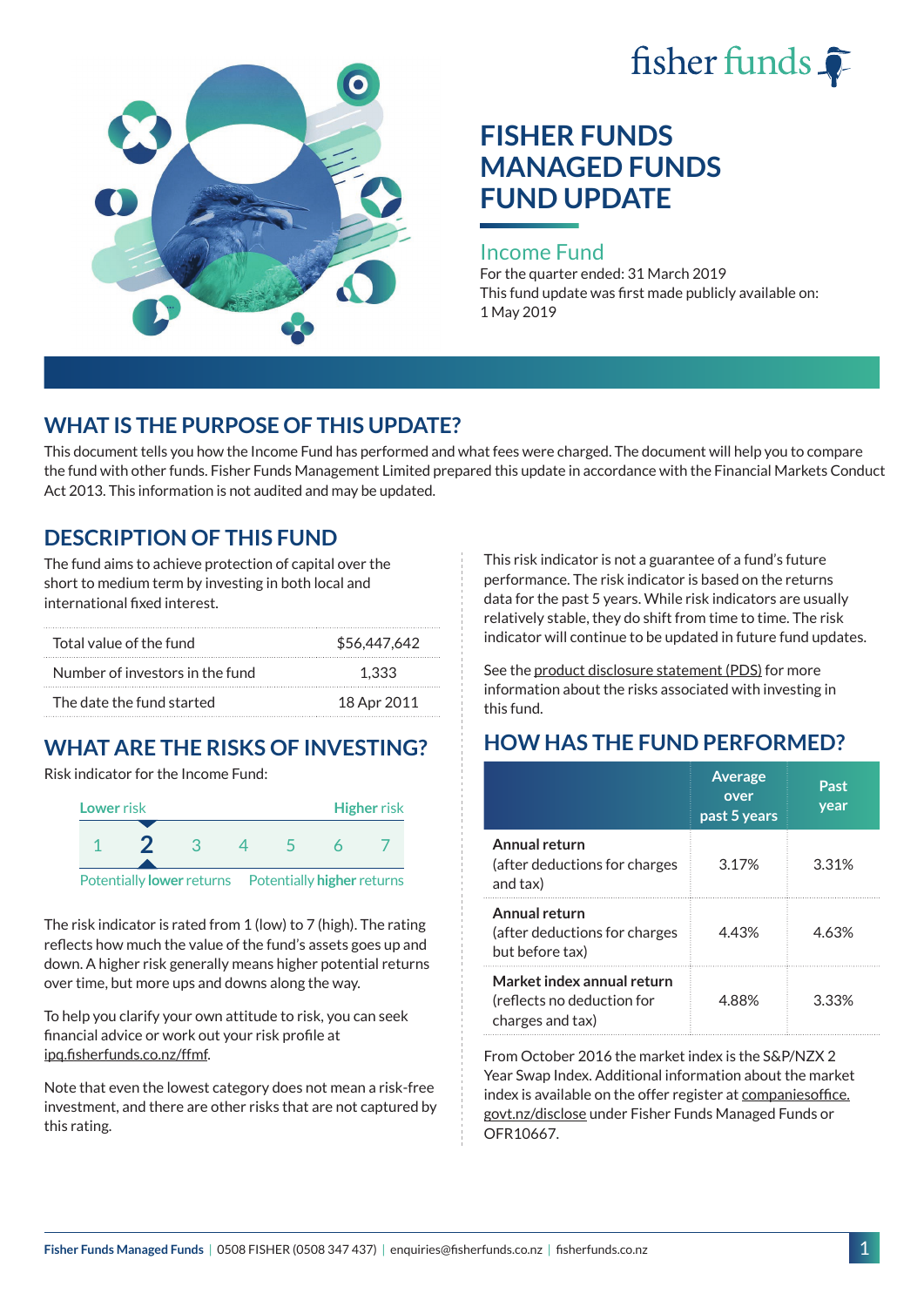fisher funds

# FISHER FUNDS MANAGED FUNDS FUND UPDATE

## Income Fund

For the quarter ended: 31 March 2019

This fund update was first made publicly available on: 1 May 2019

## WHAT IS THE PURPOSE OF THIS UPDATE?

This document tells you how the Income Fund has performed and what fees were charged. The document will help you to compare the fund with other funds. Fisher Funds Management Limited prepared this update in accordance with the Financial Markets Conduct Act 2013. This information is not audited and may be updated.

## DESCRIPTION OF THIS FUND

The fund aims to achieve protection of capital over the short to medium term by investing in both local and international fixed interest.

| | |
|---|---|
| Total value of the fund | $56,447,642 |
| Number of investors in the fund | 1,333 |
| The date the fund started | 18 Apr 2011 |

## WHAT ARE THE RISKS OF INVESTING?

Risk indicator for the Income Fund:

| Lower risk | | | | | | Higher risk |
|---|---|---|---|---|---|---|
| 1 | **2** | 3 | 4 | 5 | 6 | 7 |
| Potentially **lower** returns | | | | | | Potentially **higher** returns |

The risk indicator is rated from 1 (low) to 7 (high). The rating reflects how much the value of the fund's assets goes up and down. A higher risk generally means higher potential returns over time, but more ups and downs along the way.

To help you clarify your own attitude to risk, you can seek financial advice or work out your risk profile at ipq.fisherfunds.co.nz/ffmf.

Note that even the lowest category does not mean a risk-free investment, and there are other risks that are not captured by this rating.

This risk indicator is not a guarantee of a fund's future performance. The risk indicator is based on the returns data for the past 5 years. While risk indicators are usually relatively stable, they do shift from time to time. The risk indicator will continue to be updated in future fund updates.

See the product disclosure statement (PDS) for more information about the risks associated with investing in this fund.

## HOW HAS THE FUND PERFORMED?

| | Average over past 5 years | Past year |
|---|---|---|
| **Annual return** (after deductions for charges and tax) | 3.17% | 3.31% |
| **Annual return** (after deductions for charges but before tax) | 4.43% | 4.63% |
| **Market index annual return** (reflects no deduction for charges and tax) | 4.88% | 3.33% |

From October 2016 the market index is the S&P/NZX 2 Year Swap Index. Additional information about the market index is available on the offer register at companiesoffice.govt.nz/disclose under Fisher Funds Managed Funds or OFR10667.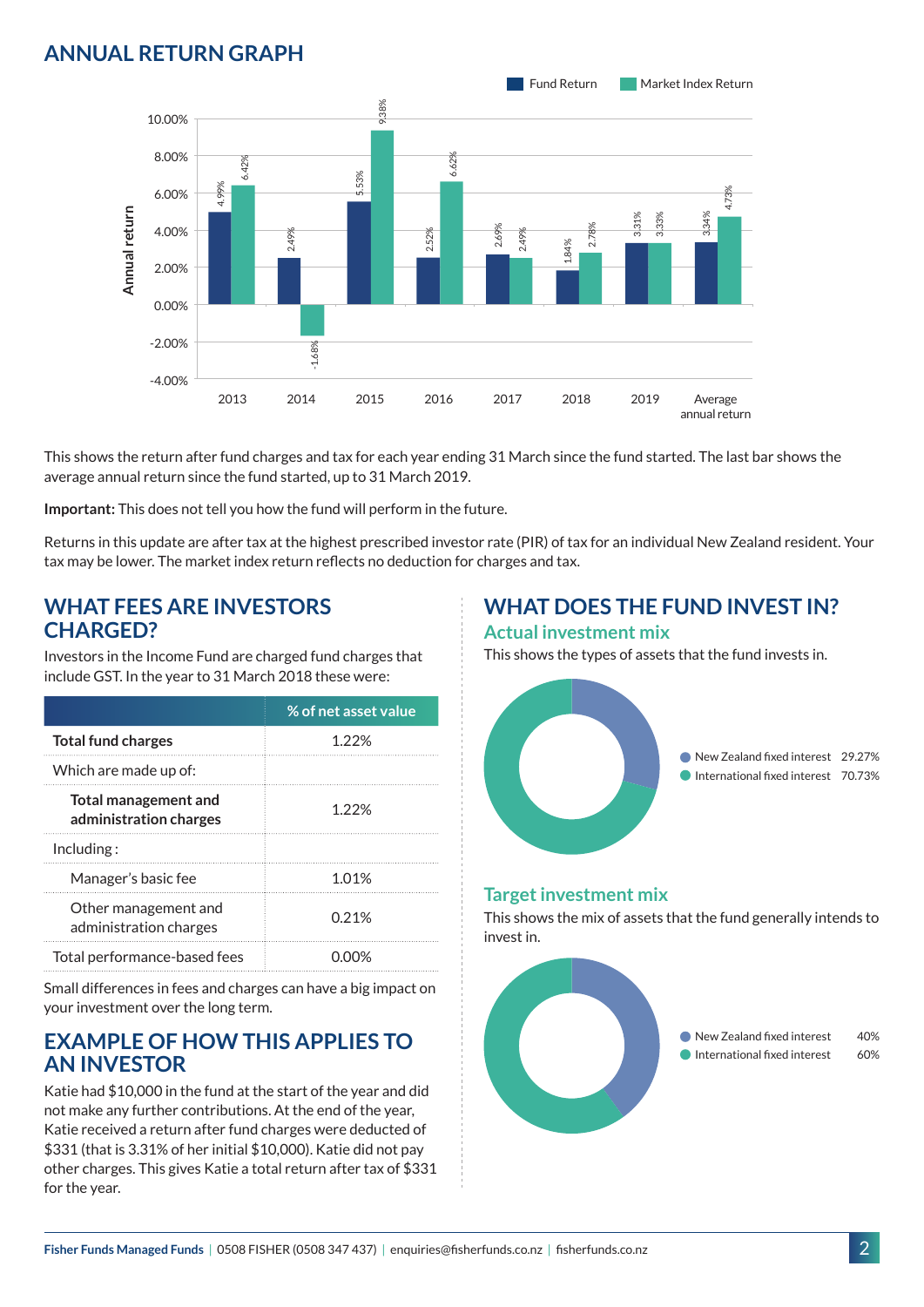## ANNUAL RETURN GRAPH

| Year | Fund Return | Market Index Return |
|---|---|---|
| 2013 | 4.99% | 6.42% |
| 2014 | 2.49% | -1.68% |
| 2015 | 5.53% | 9.38% |
| 2016 | 2.52% | 6.62% |
| 2017 | 2.69% | 2.49% |
| 2018 | 1.84% | 2.78% |
| 2019 | 3.31% | 3.33% |
| Average annual return | 3.34% | 4.73% |

This shows the return after fund charges and tax for each year ending 31 March since the fund started. The last bar shows the average annual return since the fund started, up to 31 March 2019.

**Important:** This does not tell you how the fund will perform in the future.

Returns in this update are after tax at the highest prescribed investor rate (PIR) of tax for an individual New Zealand resident. Your tax may be lower. The market index return reflects no deduction for charges and tax.

## WHAT FEES ARE INVESTORS CHARGED?

Investors in the Income Fund are charged fund charges that include GST. In the year to 31 March 2018 these were:

| | % of net asset value |
|---|---|
| **Total fund charges** | 1.22% |
| Which are made up of: | |
| **Total management and administration charges** | 1.22% |
| Including : | |
| Manager's basic fee | 1.01% |
| Other management and administration charges | 0.21% |
| Total performance-based fees | 0.00% |

Small differences in fees and charges can have a big impact on your investment over the long term.

## EXAMPLE OF HOW THIS APPLIES TO AN INVESTOR

Katie had $10,000 in the fund at the start of the year and did not make any further contributions. At the end of the year, Katie received a return after fund charges were deducted of $331 (that is 3.31% of her initial $10,000). Katie did not pay other charges. This gives Katie a total return after tax of $331 for the year.

## WHAT DOES THE FUND INVEST IN?

### Actual investment mix

This shows the types of assets that the fund invests in.

- New Zealand fixed interest 29.27%
- International fixed interest 70.73%

### Target investment mix

This shows the mix of assets that the fund generally intends to invest in.

- New Zealand fixed interest 40%
- International fixed interest 60%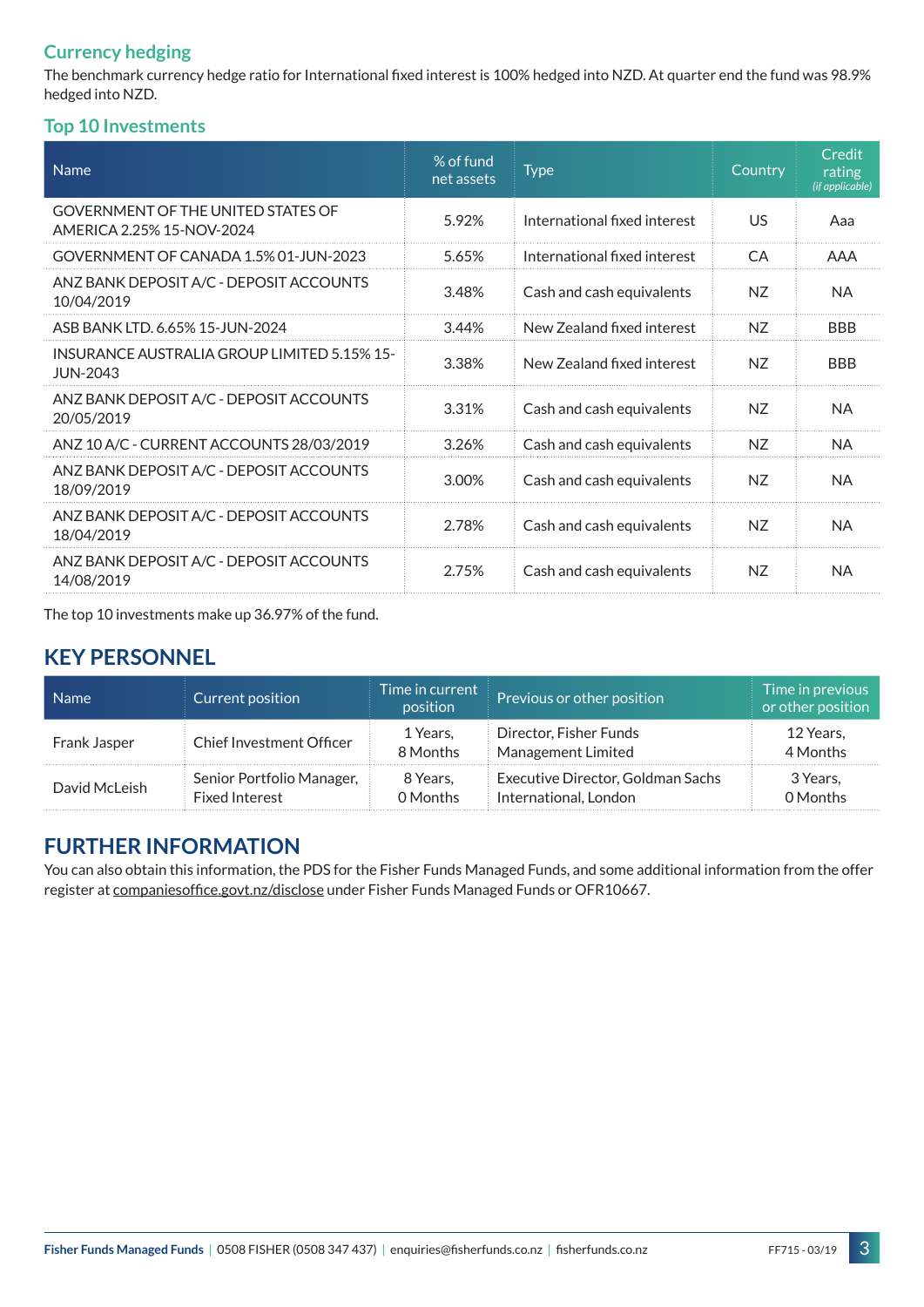## Currency hedging

The benchmark currency hedge ratio for International fixed interest is 100% hedged into NZD. At quarter end the fund was 98.9% hedged into NZD.

## Top 10 Investments

| Name | % of fund net assets | Type | Country | Credit rating *(if applicable)* |
|---|---|---|---|---|
| GOVERNMENT OF THE UNITED STATES OF AMERICA 2.25% 15-NOV-2024 | 5.92% | International fixed interest | US | Aaa |
| GOVERNMENT OF CANADA 1.5% 01-JUN-2023 | 5.65% | International fixed interest | CA | AAA |
| ANZ BANK DEPOSIT A/C - DEPOSIT ACCOUNTS 10/04/2019 | 3.48% | Cash and cash equivalents | NZ | NA |
| ASB BANK LTD. 6.65% 15-JUN-2024 | 3.44% | New Zealand fixed interest | NZ | BBB |
| INSURANCE AUSTRALIA GROUP LIMITED 5.15% 15-JUN-2043 | 3.38% | New Zealand fixed interest | NZ | BBB |
| ANZ BANK DEPOSIT A/C - DEPOSIT ACCOUNTS 20/05/2019 | 3.31% | Cash and cash equivalents | NZ | NA |
| ANZ 10 A/C - CURRENT ACCOUNTS 28/03/2019 | 3.26% | Cash and cash equivalents | NZ | NA |
| ANZ BANK DEPOSIT A/C - DEPOSIT ACCOUNTS 18/09/2019 | 3.00% | Cash and cash equivalents | NZ | NA |
| ANZ BANK DEPOSIT A/C - DEPOSIT ACCOUNTS 18/04/2019 | 2.78% | Cash and cash equivalents | NZ | NA |
| ANZ BANK DEPOSIT A/C - DEPOSIT ACCOUNTS 14/08/2019 | 2.75% | Cash and cash equivalents | NZ | NA |

The top 10 investments make up 36.97% of the fund.

## KEY PERSONNEL

| Name | Current position | Time in current position | Previous or other position | Time in previous or other position |
|---|---|---|---|---|
| Frank Jasper | Chief Investment Officer | 1 Years, 8 Months | Director, Fisher Funds Management Limited | 12 Years, 4 Months |
| David McLeish | Senior Portfolio Manager, Fixed Interest | 8 Years, 0 Months | Executive Director, Goldman Sachs International, London | 3 Years, 0 Months |

## FURTHER INFORMATION

You can also obtain this information, the PDS for the Fisher Funds Managed Funds, and some additional information from the offer register at companiesoffice.govt.nz/disclose under Fisher Funds Managed Funds or OFR10667.